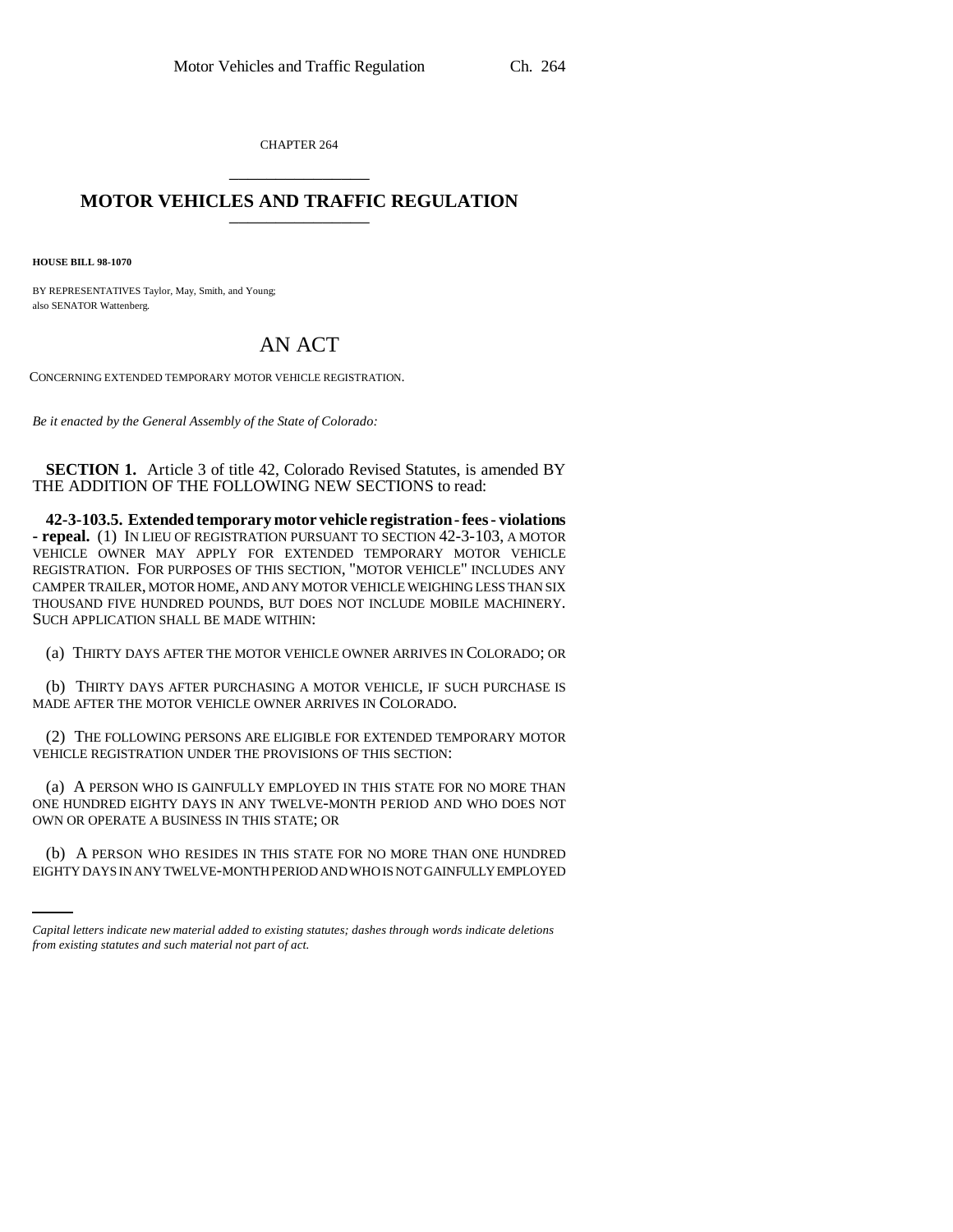CHAPTER 264

# MOTOR VEHICLES AND TRAFFIC REGULATION

**HOUSE BILL 98-1070**

BY REPRESENTATIVES Taylor, May, Smith, and Young;
also SENATOR Wattenberg.

## AN ACT

CONCERNING EXTENDED TEMPORARY MOTOR VEHICLE REGISTRATION.

*Be it enacted by the General Assembly of the State of Colorado:*

**SECTION 1.** Article 3 of title 42, Colorado Revised Statutes, is amended BY THE ADDITION OF THE FOLLOWING NEW SECTIONS to read:

**42-3-103.5. Extended temporary motor vehicle registration - fees - violations - repeal.** (1) IN LIEU OF REGISTRATION PURSUANT TO SECTION 42-3-103, A MOTOR VEHICLE OWNER MAY APPLY FOR EXTENDED TEMPORARY MOTOR VEHICLE REGISTRATION. FOR PURPOSES OF THIS SECTION, "MOTOR VEHICLE" INCLUDES ANY CAMPER TRAILER, MOTOR HOME, AND ANY MOTOR VEHICLE WEIGHING LESS THAN SIX THOUSAND FIVE HUNDRED POUNDS, BUT DOES NOT INCLUDE MOBILE MACHINERY. SUCH APPLICATION SHALL BE MADE WITHIN:

(a) THIRTY DAYS AFTER THE MOTOR VEHICLE OWNER ARRIVES IN COLORADO; OR

(b) THIRTY DAYS AFTER PURCHASING A MOTOR VEHICLE, IF SUCH PURCHASE IS MADE AFTER THE MOTOR VEHICLE OWNER ARRIVES IN COLORADO.

(2) THE FOLLOWING PERSONS ARE ELIGIBLE FOR EXTENDED TEMPORARY MOTOR VEHICLE REGISTRATION UNDER THE PROVISIONS OF THIS SECTION:

(a) A PERSON WHO IS GAINFULLY EMPLOYED IN THIS STATE FOR NO MORE THAN ONE HUNDRED EIGHTY DAYS IN ANY TWELVE-MONTH PERIOD AND WHO DOES NOT OWN OR OPERATE A BUSINESS IN THIS STATE; OR

(b) A PERSON WHO RESIDES IN THIS STATE FOR NO MORE THAN ONE HUNDRED EIGHTY DAYS IN ANY TWELVE-MONTH PERIOD AND WHO IS NOT GAINFULLY EMPLOYED

*Capital letters indicate new material added to existing statutes; dashes through words indicate deletions from existing statutes and such material not part of act.*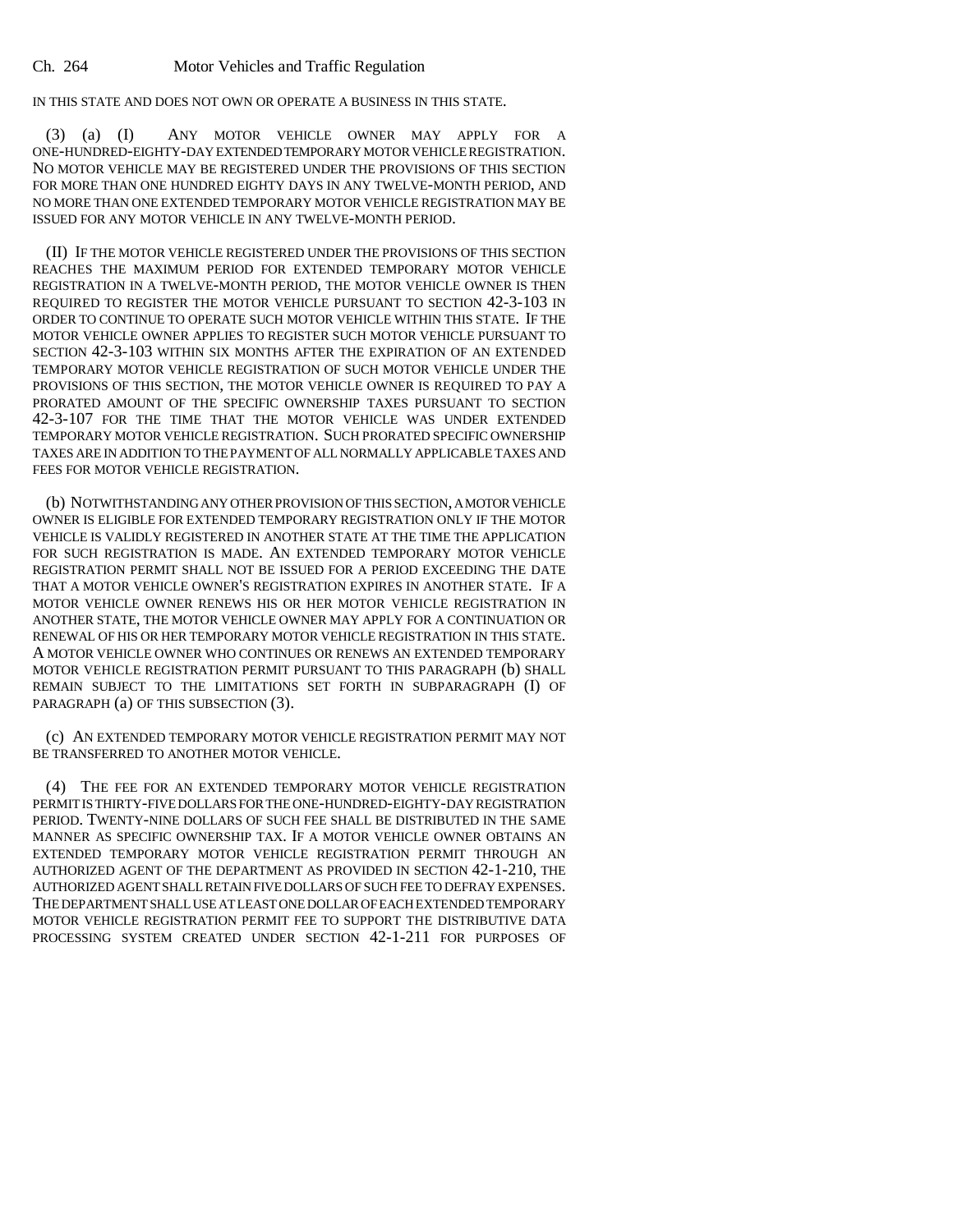IN THIS STATE AND DOES NOT OWN OR OPERATE A BUSINESS IN THIS STATE.

(3) (a) (I) ANY MOTOR VEHICLE OWNER MAY APPLY FOR A ONE-HUNDRED-EIGHTY-DAY EXTENDED TEMPORARY MOTOR VEHICLE REGISTRATION. NO MOTOR VEHICLE MAY BE REGISTERED UNDER THE PROVISIONS OF THIS SECTION FOR MORE THAN ONE HUNDRED EIGHTY DAYS IN ANY TWELVE-MONTH PERIOD, AND NO MORE THAN ONE EXTENDED TEMPORARY MOTOR VEHICLE REGISTRATION MAY BE ISSUED FOR ANY MOTOR VEHICLE IN ANY TWELVE-MONTH PERIOD.

(II) IF THE MOTOR VEHICLE REGISTERED UNDER THE PROVISIONS OF THIS SECTION REACHES THE MAXIMUM PERIOD FOR EXTENDED TEMPORARY MOTOR VEHICLE REGISTRATION IN A TWELVE-MONTH PERIOD, THE MOTOR VEHICLE OWNER IS THEN REQUIRED TO REGISTER THE MOTOR VEHICLE PURSUANT TO SECTION 42-3-103 IN ORDER TO CONTINUE TO OPERATE SUCH MOTOR VEHICLE WITHIN THIS STATE. IF THE MOTOR VEHICLE OWNER APPLIES TO REGISTER SUCH MOTOR VEHICLE PURSUANT TO SECTION 42-3-103 WITHIN SIX MONTHS AFTER THE EXPIRATION OF AN EXTENDED TEMPORARY MOTOR VEHICLE REGISTRATION OF SUCH MOTOR VEHICLE UNDER THE PROVISIONS OF THIS SECTION, THE MOTOR VEHICLE OWNER IS REQUIRED TO PAY A PRORATED AMOUNT OF THE SPECIFIC OWNERSHIP TAXES PURSUANT TO SECTION 42-3-107 FOR THE TIME THAT THE MOTOR VEHICLE WAS UNDER EXTENDED TEMPORARY MOTOR VEHICLE REGISTRATION. SUCH PRORATED SPECIFIC OWNERSHIP TAXES ARE IN ADDITION TO THE PAYMENT OF ALL NORMALLY APPLICABLE TAXES AND FEES FOR MOTOR VEHICLE REGISTRATION.

(b) NOTWITHSTANDING ANY OTHER PROVISION OF THIS SECTION, A MOTOR VEHICLE OWNER IS ELIGIBLE FOR EXTENDED TEMPORARY REGISTRATION ONLY IF THE MOTOR VEHICLE IS VALIDLY REGISTERED IN ANOTHER STATE AT THE TIME THE APPLICATION FOR SUCH REGISTRATION IS MADE. AN EXTENDED TEMPORARY MOTOR VEHICLE REGISTRATION PERMIT SHALL NOT BE ISSUED FOR A PERIOD EXCEEDING THE DATE THAT A MOTOR VEHICLE OWNER'S REGISTRATION EXPIRES IN ANOTHER STATE. IF A MOTOR VEHICLE OWNER RENEWS HIS OR HER MOTOR VEHICLE REGISTRATION IN ANOTHER STATE, THE MOTOR VEHICLE OWNER MAY APPLY FOR A CONTINUATION OR RENEWAL OF HIS OR HER TEMPORARY MOTOR VEHICLE REGISTRATION IN THIS STATE. A MOTOR VEHICLE OWNER WHO CONTINUES OR RENEWS AN EXTENDED TEMPORARY MOTOR VEHICLE REGISTRATION PERMIT PURSUANT TO THIS PARAGRAPH (b) SHALL REMAIN SUBJECT TO THE LIMITATIONS SET FORTH IN SUBPARAGRAPH (I) OF PARAGRAPH (a) OF THIS SUBSECTION (3).

(c) AN EXTENDED TEMPORARY MOTOR VEHICLE REGISTRATION PERMIT MAY NOT BE TRANSFERRED TO ANOTHER MOTOR VEHICLE.

(4) THE FEE FOR AN EXTENDED TEMPORARY MOTOR VEHICLE REGISTRATION PERMIT IS THIRTY-FIVE DOLLARS FOR THE ONE-HUNDRED-EIGHTY-DAY REGISTRATION PERIOD. TWENTY-NINE DOLLARS OF SUCH FEE SHALL BE DISTRIBUTED IN THE SAME MANNER AS SPECIFIC OWNERSHIP TAX. IF A MOTOR VEHICLE OWNER OBTAINS AN EXTENDED TEMPORARY MOTOR VEHICLE REGISTRATION PERMIT THROUGH AN AUTHORIZED AGENT OF THE DEPARTMENT AS PROVIDED IN SECTION 42-1-210, THE AUTHORIZED AGENT SHALL RETAIN FIVE DOLLARS OF SUCH FEE TO DEFRAY EXPENSES. THE DEPARTMENT SHALL USE AT LEAST ONE DOLLAR OF EACH EXTENDED TEMPORARY MOTOR VEHICLE REGISTRATION PERMIT FEE TO SUPPORT THE DISTRIBUTIVE DATA PROCESSING SYSTEM CREATED UNDER SECTION 42-1-211 FOR PURPOSES OF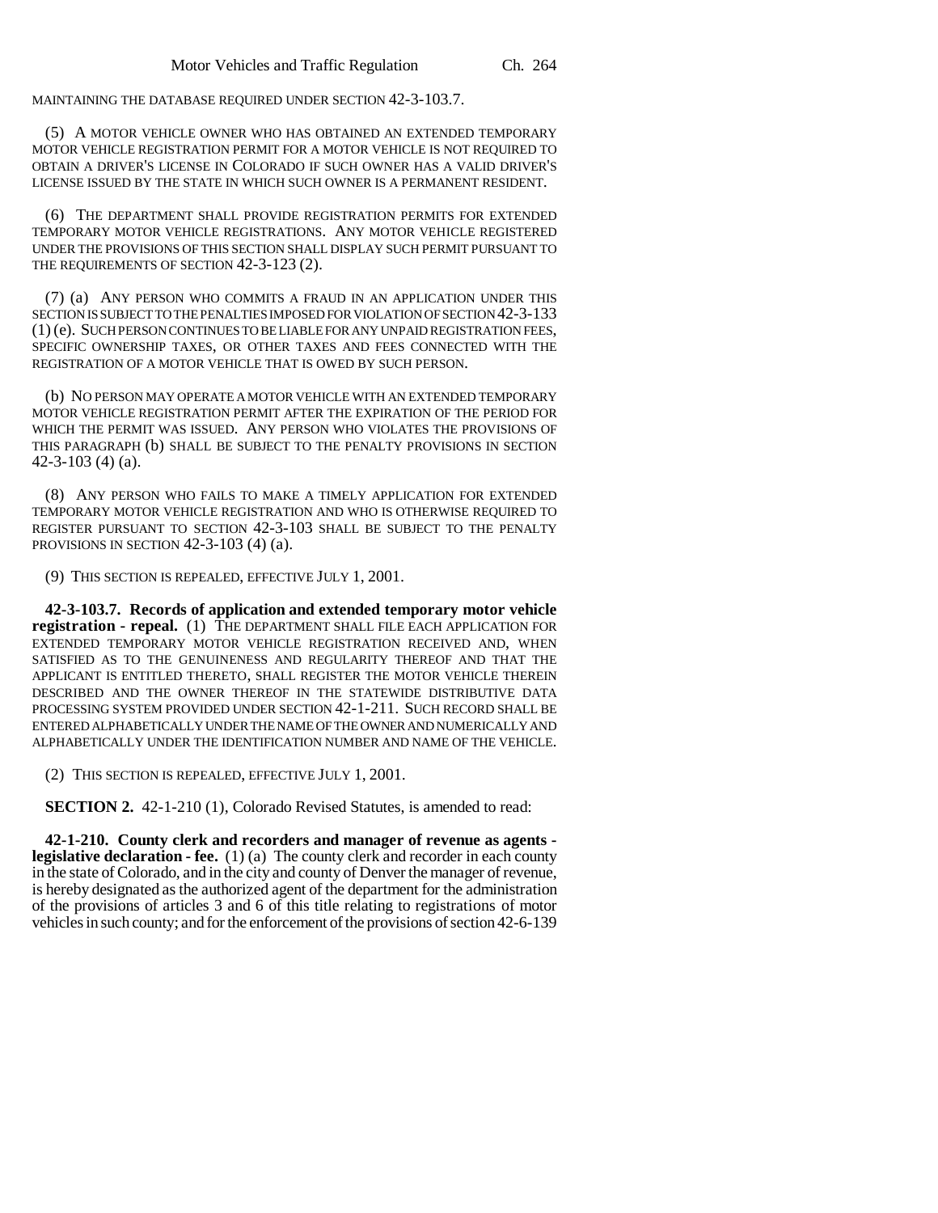MAINTAINING THE DATABASE REQUIRED UNDER SECTION 42-3-103.7.

(5) A MOTOR VEHICLE OWNER WHO HAS OBTAINED AN EXTENDED TEMPORARY MOTOR VEHICLE REGISTRATION PERMIT FOR A MOTOR VEHICLE IS NOT REQUIRED TO OBTAIN A DRIVER'S LICENSE IN COLORADO IF SUCH OWNER HAS A VALID DRIVER'S LICENSE ISSUED BY THE STATE IN WHICH SUCH OWNER IS A PERMANENT RESIDENT.

(6) THE DEPARTMENT SHALL PROVIDE REGISTRATION PERMITS FOR EXTENDED TEMPORARY MOTOR VEHICLE REGISTRATIONS. ANY MOTOR VEHICLE REGISTERED UNDER THE PROVISIONS OF THIS SECTION SHALL DISPLAY SUCH PERMIT PURSUANT TO THE REQUIREMENTS OF SECTION 42-3-123 (2).

(7) (a) ANY PERSON WHO COMMITS A FRAUD IN AN APPLICATION UNDER THIS SECTION IS SUBJECT TO THE PENALTIES IMPOSED FOR VIOLATION OF SECTION 42-3-133 (1) (e). SUCH PERSON CONTINUES TO BE LIABLE FOR ANY UNPAID REGISTRATION FEES, SPECIFIC OWNERSHIP TAXES, OR OTHER TAXES AND FEES CONNECTED WITH THE REGISTRATION OF A MOTOR VEHICLE THAT IS OWED BY SUCH PERSON.

(b) NO PERSON MAY OPERATE A MOTOR VEHICLE WITH AN EXTENDED TEMPORARY MOTOR VEHICLE REGISTRATION PERMIT AFTER THE EXPIRATION OF THE PERIOD FOR WHICH THE PERMIT WAS ISSUED. ANY PERSON WHO VIOLATES THE PROVISIONS OF THIS PARAGRAPH (b) SHALL BE SUBJECT TO THE PENALTY PROVISIONS IN SECTION 42-3-103 (4) (a).

(8) ANY PERSON WHO FAILS TO MAKE A TIMELY APPLICATION FOR EXTENDED TEMPORARY MOTOR VEHICLE REGISTRATION AND WHO IS OTHERWISE REQUIRED TO REGISTER PURSUANT TO SECTION 42-3-103 SHALL BE SUBJECT TO THE PENALTY PROVISIONS IN SECTION 42-3-103 (4) (a).

(9) THIS SECTION IS REPEALED, EFFECTIVE JULY 1, 2001.

**42-3-103.7. Records of application and extended temporary motor vehicle registration - repeal.** (1) THE DEPARTMENT SHALL FILE EACH APPLICATION FOR EXTENDED TEMPORARY MOTOR VEHICLE REGISTRATION RECEIVED AND, WHEN SATISFIED AS TO THE GENUINENESS AND REGULARITY THEREOF AND THAT THE APPLICANT IS ENTITLED THERETO, SHALL REGISTER THE MOTOR VEHICLE THEREIN DESCRIBED AND THE OWNER THEREOF IN THE STATEWIDE DISTRIBUTIVE DATA PROCESSING SYSTEM PROVIDED UNDER SECTION 42-1-211. SUCH RECORD SHALL BE ENTERED ALPHABETICALLY UNDER THE NAME OF THE OWNER AND NUMERICALLY AND ALPHABETICALLY UNDER THE IDENTIFICATION NUMBER AND NAME OF THE VEHICLE.

(2) THIS SECTION IS REPEALED, EFFECTIVE JULY 1, 2001.

**SECTION 2.** 42-1-210 (1), Colorado Revised Statutes, is amended to read:

**42-1-210. County clerk and recorders and manager of revenue as agents - legislative declaration - fee.** (1) (a) The county clerk and recorder in each county in the state of Colorado, and in the city and county of Denver the manager of revenue, is hereby designated as the authorized agent of the department for the administration of the provisions of articles 3 and 6 of this title relating to registrations of motor vehicles in such county; and for the enforcement of the provisions of section 42-6-139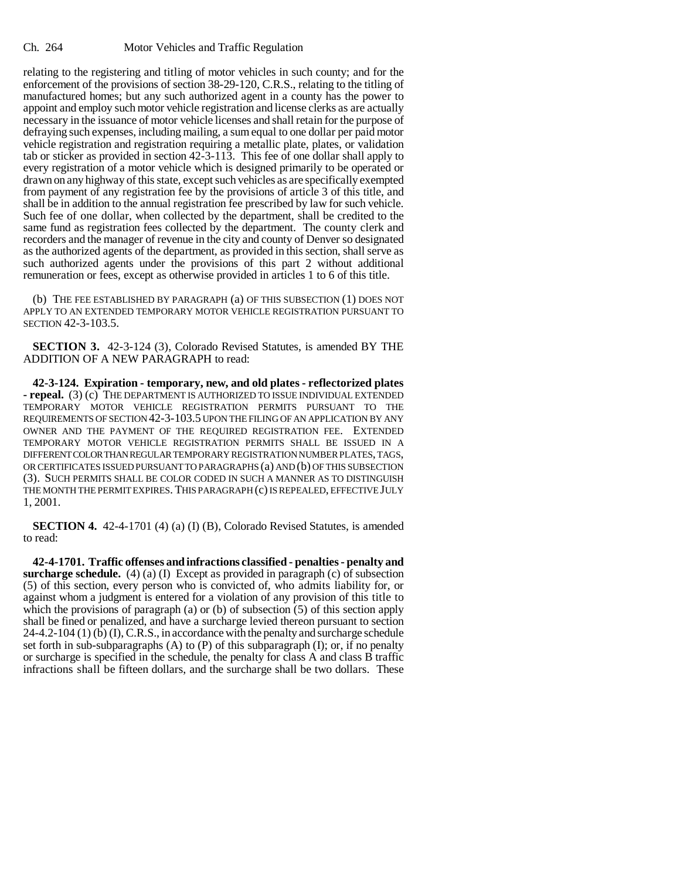relating to the registering and titling of motor vehicles in such county; and for the enforcement of the provisions of section 38-29-120, C.R.S., relating to the titling of manufactured homes; but any such authorized agent in a county has the power to appoint and employ such motor vehicle registration and license clerks as are actually necessary in the issuance of motor vehicle licenses and shall retain for the purpose of defraying such expenses, including mailing, a sum equal to one dollar per paid motor vehicle registration and registration requiring a metallic plate, plates, or validation tab or sticker as provided in section 42-3-113. This fee of one dollar shall apply to every registration of a motor vehicle which is designed primarily to be operated or drawn on any highway of this state, except such vehicles as are specifically exempted from payment of any registration fee by the provisions of article 3 of this title, and shall be in addition to the annual registration fee prescribed by law for such vehicle. Such fee of one dollar, when collected by the department, shall be credited to the same fund as registration fees collected by the department. The county clerk and recorders and the manager of revenue in the city and county of Denver so designated as the authorized agents of the department, as provided in this section, shall serve as such authorized agents under the provisions of this part 2 without additional remuneration or fees, except as otherwise provided in articles 1 to 6 of this title.

(b) THE FEE ESTABLISHED BY PARAGRAPH (a) OF THIS SUBSECTION (1) DOES NOT APPLY TO AN EXTENDED TEMPORARY MOTOR VEHICLE REGISTRATION PURSUANT TO SECTION 42-3-103.5.

**SECTION 3.** 42-3-124 (3), Colorado Revised Statutes, is amended BY THE ADDITION OF A NEW PARAGRAPH to read:

**42-3-124. Expiration - temporary, new, and old plates - reflectorized plates - repeal.** (3) (c) THE DEPARTMENT IS AUTHORIZED TO ISSUE INDIVIDUAL EXTENDED TEMPORARY MOTOR VEHICLE REGISTRATION PERMITS PURSUANT TO THE REQUIREMENTS OF SECTION 42-3-103.5 UPON THE FILING OF AN APPLICATION BY ANY OWNER AND THE PAYMENT OF THE REQUIRED REGISTRATION FEE. EXTENDED TEMPORARY MOTOR VEHICLE REGISTRATION PERMITS SHALL BE ISSUED IN A DIFFERENT COLOR THAN REGULAR TEMPORARY REGISTRATION NUMBER PLATES, TAGS, OR CERTIFICATES ISSUED PURSUANT TO PARAGRAPHS (a) AND (b) OF THIS SUBSECTION (3). SUCH PERMITS SHALL BE COLOR CODED IN SUCH A MANNER AS TO DISTINGUISH THE MONTH THE PERMIT EXPIRES. THIS PARAGRAPH (c) IS REPEALED, EFFECTIVE JULY 1, 2001.

**SECTION 4.** 42-4-1701 (4) (a) (I) (B), Colorado Revised Statutes, is amended to read:

**42-4-1701. Traffic offenses and infractions classified - penalties - penalty and surcharge schedule.** (4) (a) (I) Except as provided in paragraph (c) of subsection (5) of this section, every person who is convicted of, who admits liability for, or against whom a judgment is entered for a violation of any provision of this title to which the provisions of paragraph (a) or (b) of subsection (5) of this section apply shall be fined or penalized, and have a surcharge levied thereon pursuant to section 24-4.2-104 (1) (b) (I), C.R.S., in accordance with the penalty and surcharge schedule set forth in sub-subparagraphs (A) to (P) of this subparagraph (I); or, if no penalty or surcharge is specified in the schedule, the penalty for class A and class B traffic infractions shall be fifteen dollars, and the surcharge shall be two dollars. These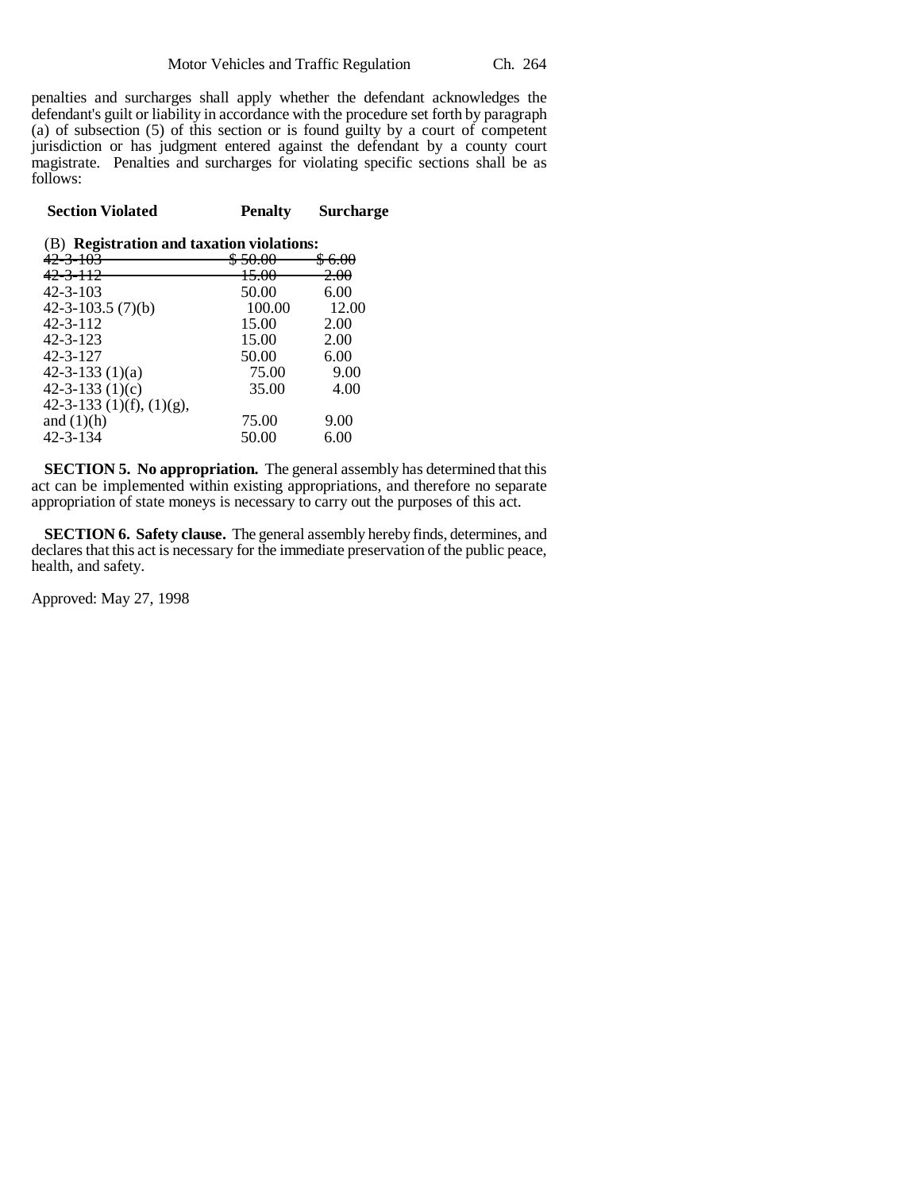penalties and surcharges shall apply whether the defendant acknowledges the defendant's guilt or liability in accordance with the procedure set forth by paragraph (a) of subsection (5) of this section or is found guilty by a court of competent jurisdiction or has judgment entered against the defendant by a county court magistrate. Penalties and surcharges for violating specific sections shall be as follows:

| **Section Violated** | **Penalty** | **Surcharge** |
|---|---|---|
| (B) **Registration and taxation violations:** | | |
| ~~42-3-103~~ | ~~$ 50.00~~ | ~~$ 6.00~~ |
| ~~42-3-112~~ | ~~15.00~~ | ~~2.00~~ |
| 42-3-103 | 50.00 | 6.00 |
| 42-3-103.5 (7)(b) | 100.00 | 12.00 |
| 42-3-112 | 15.00 | 2.00 |
| 42-3-123 | 15.00 | 2.00 |
| 42-3-127 | 50.00 | 6.00 |
| 42-3-133 (1)(a) | 75.00 | 9.00 |
| 42-3-133 (1)(c) | 35.00 | 4.00 |
| 42-3-133 (1)(f), (1)(g), and (1)(h) | 75.00 | 9.00 |
| 42-3-134 | 50.00 | 6.00 |

**SECTION 5. No appropriation.** The general assembly has determined that this act can be implemented within existing appropriations, and therefore no separate appropriation of state moneys is necessary to carry out the purposes of this act.

**SECTION 6. Safety clause.** The general assembly hereby finds, determines, and declares that this act is necessary for the immediate preservation of the public peace, health, and safety.

Approved: May 27, 1998